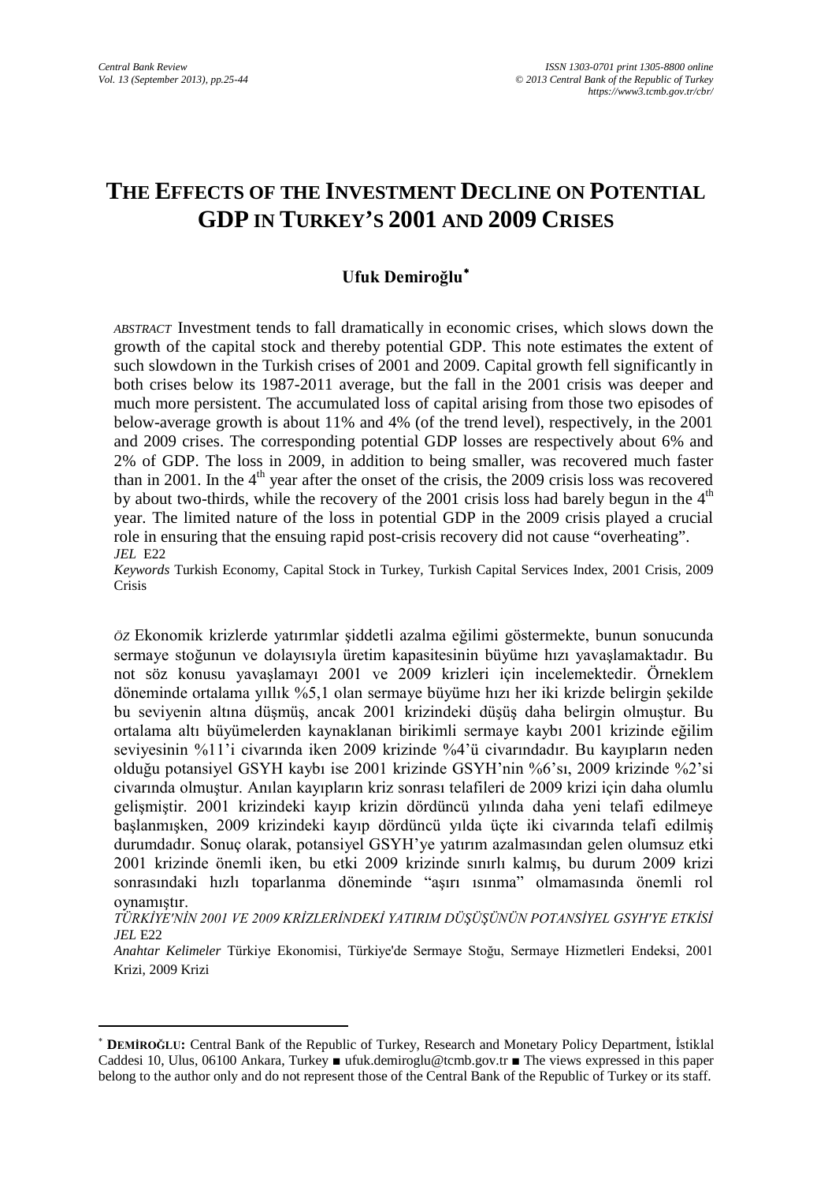# THE EFFECTS OF THE INVESTMENT DECLINE ON POTENTIAL GDP IN TURKEY'S 2001 AND 2009 CRISES

**Ufuk Demiroğlu**[*]

*ABSTRACT* Investment tends to fall dramatically in economic crises, which slows down the growth of the capital stock and thereby potential GDP. This note estimates the extent of such slowdown in the Turkish crises of 2001 and 2009. Capital growth fell significantly in both crises below its 1987-2011 average, but the fall in the 2001 crisis was deeper and much more persistent. The accumulated loss of capital arising from those two episodes of below-average growth is about 11% and 4% (of the trend level), respectively, in the 2001 and 2009 crises. The corresponding potential GDP losses are respectively about 6% and 2% of GDP. The loss in 2009, in addition to being smaller, was recovered much faster than in 2001. In the 4th year after the onset of the crisis, the 2009 crisis loss was recovered by about two-thirds, while the recovery of the 2001 crisis loss had barely begun in the 4th year. The limited nature of the loss in potential GDP in the 2009 crisis played a crucial role in ensuring that the ensuing rapid post-crisis recovery did not cause "overheating".
*JEL* E22
*Keywords* Turkish Economy, Capital Stock in Turkey, Turkish Capital Services Index, 2001 Crisis, 2009 Crisis

*ÖZ* Ekonomik krizlerde yatırımlar şiddetli azalma eğilimi göstermekte, bunun sonucunda sermaye stoğunun ve dolayısıyla üretim kapasitesinin büyüme hızı yavaşlamaktadır. Bu not söz konusu yavaşlamayı 2001 ve 2009 krizleri için incelemektedir. Örneklem döneminde ortalama yıllık %5,1 olan sermaye büyüme hızı her iki krizde belirgin şekilde bu seviyenin altına düşmüş, ancak 2001 krizindeki düşüş daha belirgin olmuştur. Bu ortalama altı büyümelerden kaynaklanan birikimli sermaye kaybı 2001 krizinde eğilim seviyesinin %11'i civarında iken 2009 krizinde %4'ü civarındadır. Bu kayıpların neden olduğu potansiyel GSYH kaybı ise 2001 krizinde GSYH'nin %6'sı, 2009 krizinde %2'si civarında olmuştur. Anılan kayıpların kriz sonrası telafileri de 2009 krizi için daha olumlu gelişmiştir. 2001 krizindeki kayıp krizin dördüncü yılında daha yeni telafi edilmeye başlanmışken, 2009 krizindeki kayıp dördüncü yılda üçte iki civarında telafi edilmiş durumdadır. Sonuç olarak, potansiyel GSYH'ye yatırım azalmasından gelen olumsuz etki 2001 krizinde önemli iken, bu etki 2009 krizinde sınırlı kalmış, bu durum 2009 krizi sonrasındaki hızlı toparlanma döneminde "aşırı ısınma" olmamasında önemli rol oynamıştır.
*TÜRKİYE'NİN 2001 VE 2009 KRİZLERİNDEKİ YATIRIM DÜŞÜŞÜNÜN POTANSİYEL GSYH'YE ETKİSİ*
*JEL* E22
*Anahtar Kelimeler* Türkiye Ekonomisi, Türkiye'de Sermaye Stoğu, Sermaye Hizmetleri Endeksi, 2001 Krizi, 2009 Krizi

[*] **DEMİROĞLU:** Central Bank of the Republic of Turkey, Research and Monetary Policy Department, İstiklal Caddesi 10, Ulus, 06100 Ankara, Turkey ■ ufuk.demiroglu@tcmb.gov.tr ■ The views expressed in this paper belong to the author only and do not represent those of the Central Bank of the Republic of Turkey or its staff.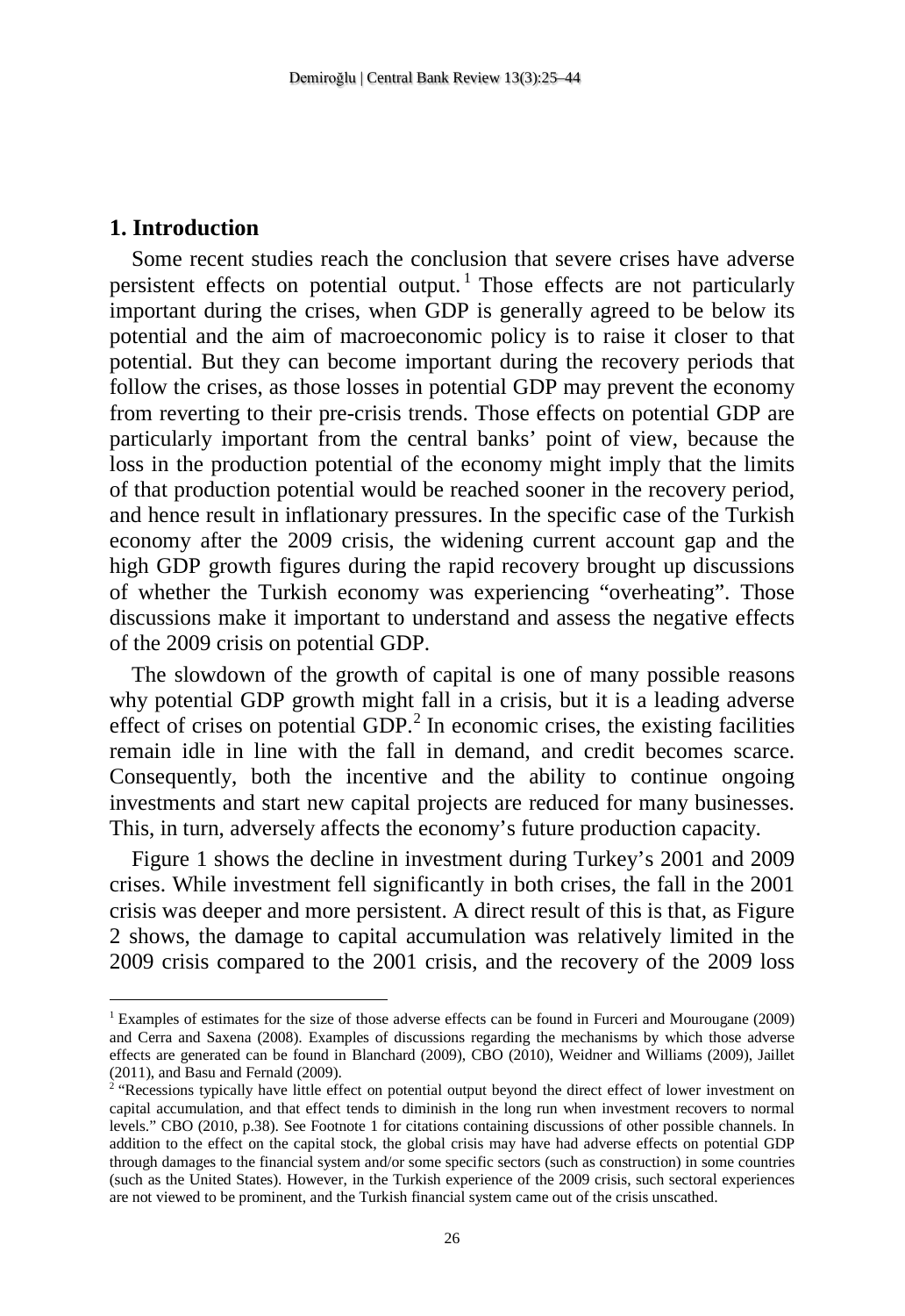## 1. Introduction

Some recent studies reach the conclusion that severe crises have adverse persistent effects on potential output.[1] Those effects are not particularly important during the crises, when GDP is generally agreed to be below its potential and the aim of macroeconomic policy is to raise it closer to that potential. But they can become important during the recovery periods that follow the crises, as those losses in potential GDP may prevent the economy from reverting to their pre-crisis trends. Those effects on potential GDP are particularly important from the central banks' point of view, because the loss in the production potential of the economy might imply that the limits of that production potential would be reached sooner in the recovery period, and hence result in inflationary pressures. In the specific case of the Turkish economy after the 2009 crisis, the widening current account gap and the high GDP growth figures during the rapid recovery brought up discussions of whether the Turkish economy was experiencing "overheating". Those discussions make it important to understand and assess the negative effects of the 2009 crisis on potential GDP.

The slowdown of the growth of capital is one of many possible reasons why potential GDP growth might fall in a crisis, but it is a leading adverse effect of crises on potential GDP.[2] In economic crises, the existing facilities remain idle in line with the fall in demand, and credit becomes scarce. Consequently, both the incentive and the ability to continue ongoing investments and start new capital projects are reduced for many businesses. This, in turn, adversely affects the economy's future production capacity.

Figure 1 shows the decline in investment during Turkey's 2001 and 2009 crises. While investment fell significantly in both crises, the fall in the 2001 crisis was deeper and more persistent. A direct result of this is that, as Figure 2 shows, the damage to capital accumulation was relatively limited in the 2009 crisis compared to the 2001 crisis, and the recovery of the 2009 loss

---

[1] Examples of estimates for the size of those adverse effects can be found in Furceri and Mourougane (2009) and Cerra and Saxena (2008). Examples of discussions regarding the mechanisms by which those adverse effects are generated can be found in Blanchard (2009), CBO (2010), Weidner and Williams (2009), Jaillet (2011), and Basu and Fernald (2009).

[2] "Recessions typically have little effect on potential output beyond the direct effect of lower investment on capital accumulation, and that effect tends to diminish in the long run when investment recovers to normal levels." CBO (2010, p.38). See Footnote 1 for citations containing discussions of other possible channels. In addition to the effect on the capital stock, the global crisis may have had adverse effects on potential GDP through damages to the financial system and/or some specific sectors (such as construction) in some countries (such as the United States). However, in the Turkish experience of the 2009 crisis, such sectoral experiences are not viewed to be prominent, and the Turkish financial system came out of the crisis unscathed.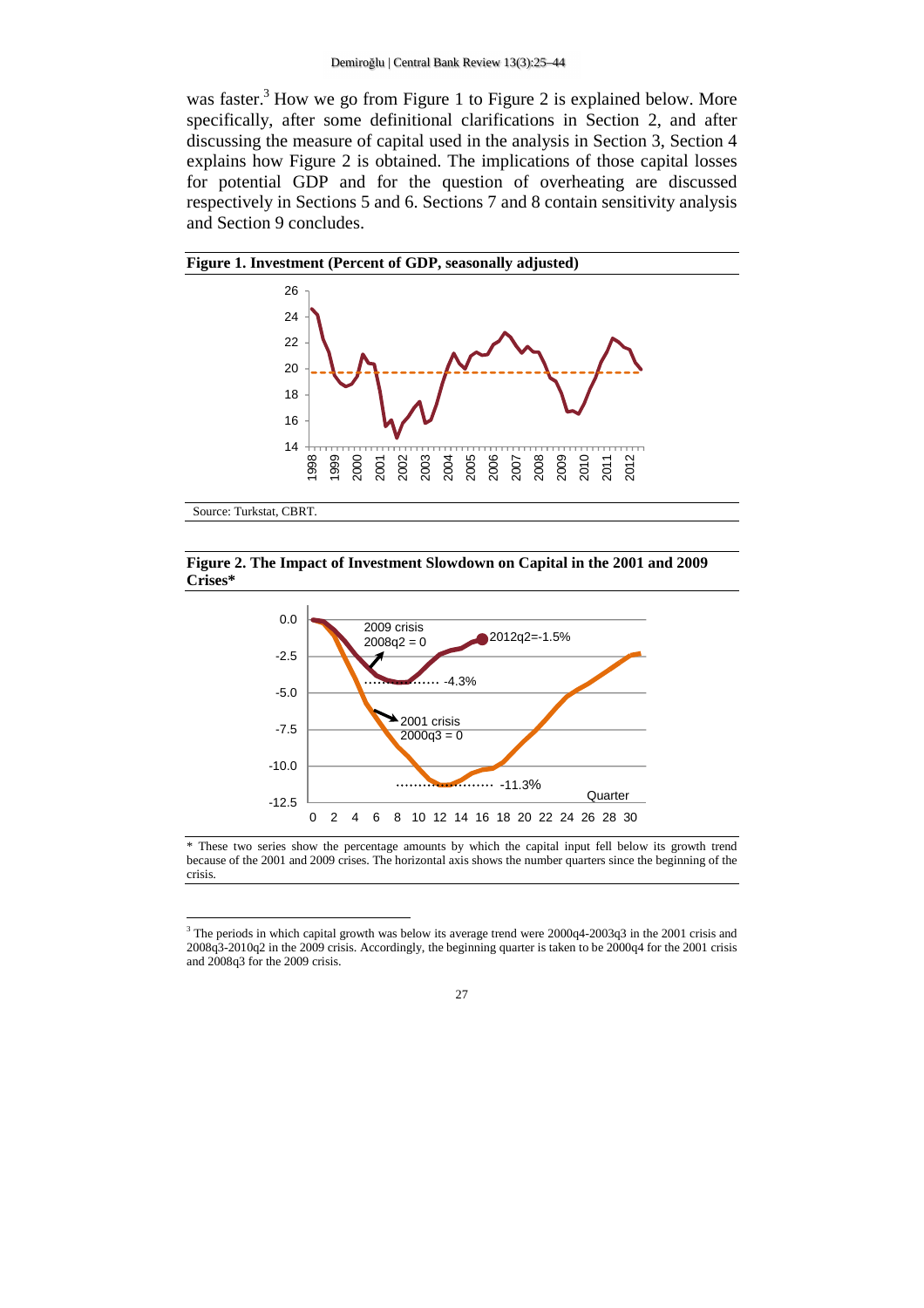was faster.[3] How we go from Figure 1 to Figure 2 is explained below. More specifically, after some definitional clarifications in Section 2, and after discussing the measure of capital used in the analysis in Section 3, Section 4 explains how Figure 2 is obtained. The implications of those capital losses for potential GDP and for the question of overheating are discussed respectively in Sections 5 and 6. Sections 7 and 8 contain sensitivity analysis and Section 9 concludes.

**Figure 1. Investment (Percent of GDP, seasonally adjusted)**

Source: Turkstat, CBRT.

**Figure 2. The Impact of Investment Slowdown on Capital in the 2001 and 2009 Crises***

\* These two series show the percentage amounts by which the capital input fell below its growth trend because of the 2001 and 2009 crises. The horizontal axis shows the number quarters since the beginning of the crisis.

[3] The periods in which capital growth was below its average trend were 2000q4-2003q3 in the 2001 crisis and 2008q3-2010q2 in the 2009 crisis. Accordingly, the beginning quarter is taken to be 2000q4 for the 2001 crisis and 2008q3 for the 2009 crisis.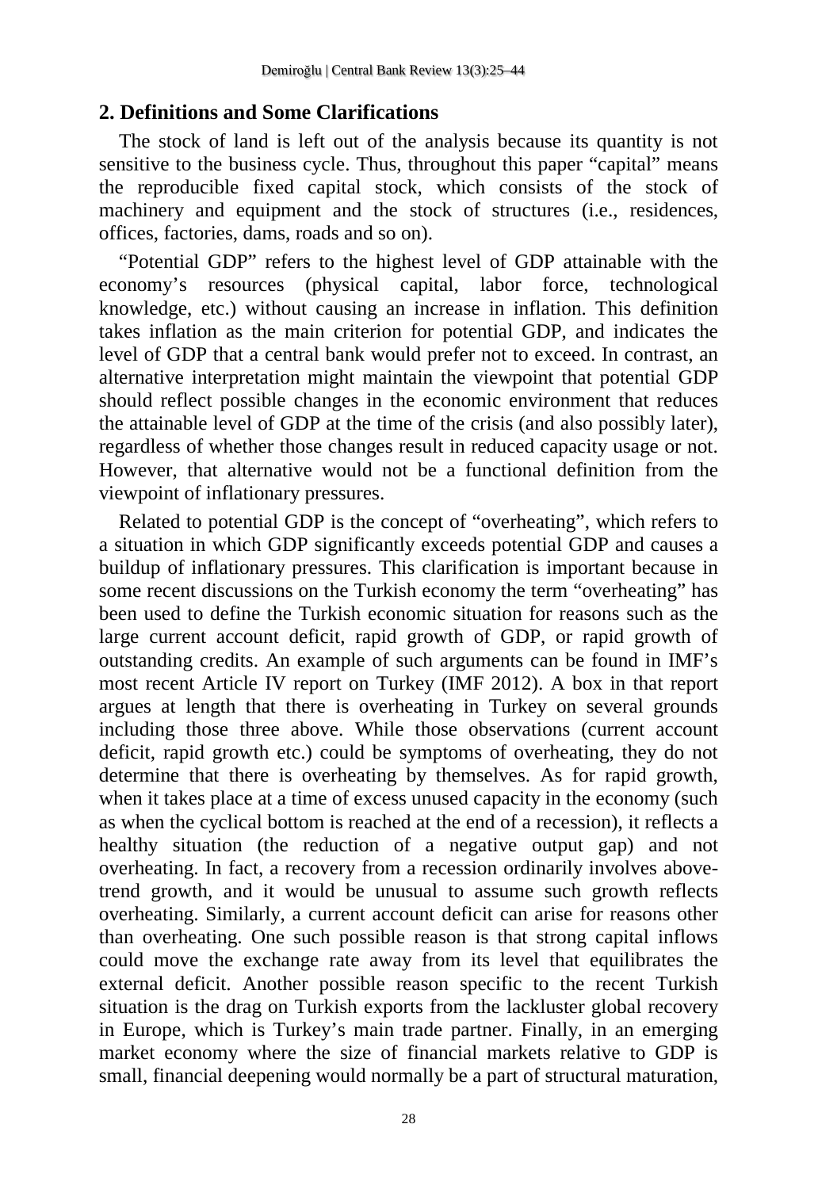## 2. Definitions and Some Clarifications

The stock of land is left out of the analysis because its quantity is not sensitive to the business cycle. Thus, throughout this paper "capital" means the reproducible fixed capital stock, which consists of the stock of machinery and equipment and the stock of structures (i.e., residences, offices, factories, dams, roads and so on).

"Potential GDP" refers to the highest level of GDP attainable with the economy's resources (physical capital, labor force, technological knowledge, etc.) without causing an increase in inflation. This definition takes inflation as the main criterion for potential GDP, and indicates the level of GDP that a central bank would prefer not to exceed. In contrast, an alternative interpretation might maintain the viewpoint that potential GDP should reflect possible changes in the economic environment that reduces the attainable level of GDP at the time of the crisis (and also possibly later), regardless of whether those changes result in reduced capacity usage or not. However, that alternative would not be a functional definition from the viewpoint of inflationary pressures.

Related to potential GDP is the concept of "overheating", which refers to a situation in which GDP significantly exceeds potential GDP and causes a buildup of inflationary pressures. This clarification is important because in some recent discussions on the Turkish economy the term "overheating" has been used to define the Turkish economic situation for reasons such as the large current account deficit, rapid growth of GDP, or rapid growth of outstanding credits. An example of such arguments can be found in IMF's most recent Article IV report on Turkey (IMF 2012). A box in that report argues at length that there is overheating in Turkey on several grounds including those three above. While those observations (current account deficit, rapid growth etc.) could be symptoms of overheating, they do not determine that there is overheating by themselves. As for rapid growth, when it takes place at a time of excess unused capacity in the economy (such as when the cyclical bottom is reached at the end of a recession), it reflects a healthy situation (the reduction of a negative output gap) and not overheating. In fact, a recovery from a recession ordinarily involves above-trend growth, and it would be unusual to assume such growth reflects overheating. Similarly, a current account deficit can arise for reasons other than overheating. One such possible reason is that strong capital inflows could move the exchange rate away from its level that equilibrates the external deficit. Another possible reason specific to the recent Turkish situation is the drag on Turkish exports from the lackluster global recovery in Europe, which is Turkey's main trade partner. Finally, in an emerging market economy where the size of financial markets relative to GDP is small, financial deepening would normally be a part of structural maturation,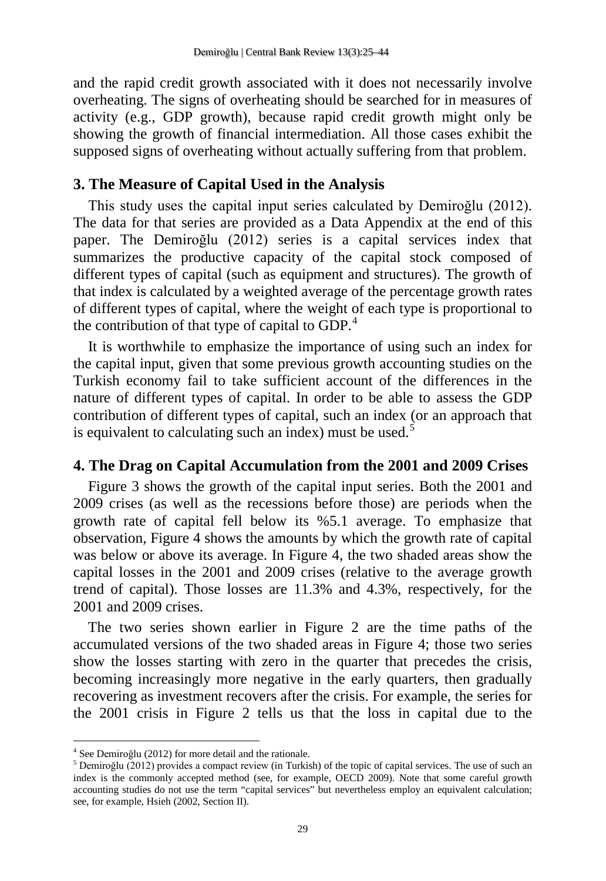and the rapid credit growth associated with it does not necessarily involve overheating. The signs of overheating should be searched for in measures of activity (e.g., GDP growth), because rapid credit growth might only be showing the growth of financial intermediation. All those cases exhibit the supposed signs of overheating without actually suffering from that problem.

## 3. The Measure of Capital Used in the Analysis

This study uses the capital input series calculated by Demiroğlu (2012). The data for that series are provided as a Data Appendix at the end of this paper. The Demiroğlu (2012) series is a capital services index that summarizes the productive capacity of the capital stock composed of different types of capital (such as equipment and structures). The growth of that index is calculated by a weighted average of the percentage growth rates of different types of capital, where the weight of each type is proportional to the contribution of that type of capital to GDP.[4]

It is worthwhile to emphasize the importance of using such an index for the capital input, given that some previous growth accounting studies on the Turkish economy fail to take sufficient account of the differences in the nature of different types of capital. In order to be able to assess the GDP contribution of different types of capital, such an index (or an approach that is equivalent to calculating such an index) must be used.[5]

## 4. The Drag on Capital Accumulation from the 2001 and 2009 Crises

Figure 3 shows the growth of the capital input series. Both the 2001 and 2009 crises (as well as the recessions before those) are periods when the growth rate of capital fell below its %5.1 average. To emphasize that observation, Figure 4 shows the amounts by which the growth rate of capital was below or above its average. In Figure 4, the two shaded areas show the capital losses in the 2001 and 2009 crises (relative to the average growth trend of capital). Those losses are 11.3% and 4.3%, respectively, for the 2001 and 2009 crises.

The two series shown earlier in Figure 2 are the time paths of the accumulated versions of the two shaded areas in Figure 4; those two series show the losses starting with zero in the quarter that precedes the crisis, becoming increasingly more negative in the early quarters, then gradually recovering as investment recovers after the crisis. For example, the series for the 2001 crisis in Figure 2 tells us that the loss in capital due to the

---

[4] See Demiroğlu (2012) for more detail and the rationale.

[5] Demiroğlu (2012) provides a compact review (in Turkish) of the topic of capital services. The use of such an index is the commonly accepted method (see, for example, OECD 2009). Note that some careful growth accounting studies do not use the term "capital services" but nevertheless employ an equivalent calculation; see, for example, Hsieh (2002, Section II).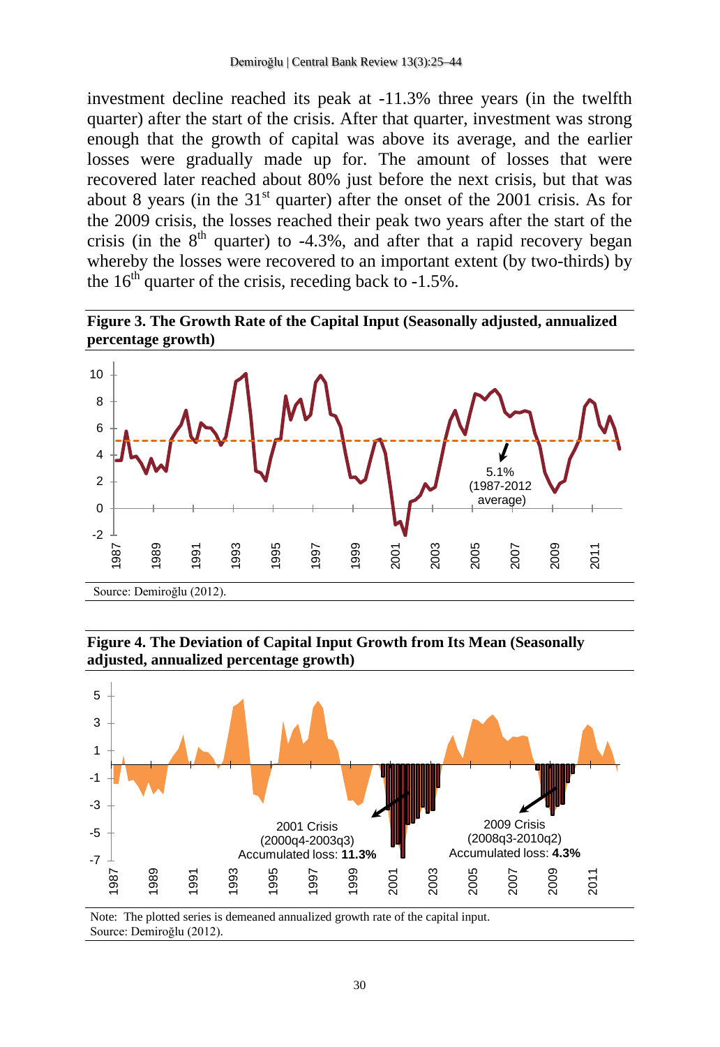investment decline reached its peak at -11.3% three years (in the twelfth quarter) after the start of the crisis. After that quarter, investment was strong enough that the growth of capital was above its average, and the earlier losses were gradually made up for. The amount of losses that were recovered later reached about 80% just before the next crisis, but that was about 8 years (in the 31st quarter) after the onset of the 2001 crisis. As for the 2009 crisis, the losses reached their peak two years after the start of the crisis (in the 8th quarter) to -4.3%, and after that a rapid recovery began whereby the losses were recovered to an important extent (by two-thirds) by the 16th quarter of the crisis, receding back to -1.5%.

**Figure 3. The Growth Rate of the Capital Input (Seasonally adjusted, annualized percentage growth)**

Source: Demiroğlu (2012).

**Figure 4. The Deviation of Capital Input Growth from Its Mean (Seasonally adjusted, annualized percentage growth)**

Note: The plotted series is demeaned annualized growth rate of the capital input.
Source: Demiroğlu (2012).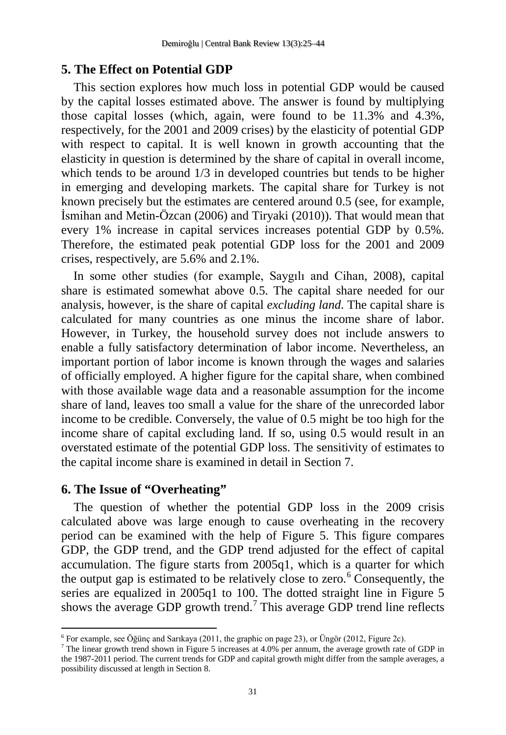## 5. The Effect on Potential GDP

This section explores how much loss in potential GDP would be caused by the capital losses estimated above. The answer is found by multiplying those capital losses (which, again, were found to be 11.3% and 4.3%, respectively, for the 2001 and 2009 crises) by the elasticity of potential GDP with respect to capital. It is well known in growth accounting that the elasticity in question is determined by the share of capital in overall income, which tends to be around 1/3 in developed countries but tends to be higher in emerging and developing markets. The capital share for Turkey is not known precisely but the estimates are centered around 0.5 (see, for example, İsmihan and Metin-Özcan (2006) and Tiryaki (2010)). That would mean that every 1% increase in capital services increases potential GDP by 0.5%. Therefore, the estimated peak potential GDP loss for the 2001 and 2009 crises, respectively, are 5.6% and 2.1%.

In some other studies (for example, Saygılı and Cihan, 2008), capital share is estimated somewhat above 0.5. The capital share needed for our analysis, however, is the share of capital *excluding land*. The capital share is calculated for many countries as one minus the income share of labor. However, in Turkey, the household survey does not include answers to enable a fully satisfactory determination of labor income. Nevertheless, an important portion of labor income is known through the wages and salaries of officially employed. A higher figure for the capital share, when combined with those available wage data and a reasonable assumption for the income share of land, leaves too small a value for the share of the unrecorded labor income to be credible. Conversely, the value of 0.5 might be too high for the income share of capital excluding land. If so, using 0.5 would result in an overstated estimate of the potential GDP loss. The sensitivity of estimates to the capital income share is examined in detail in Section 7.

## 6. The Issue of "Overheating"

The question of whether the potential GDP loss in the 2009 crisis calculated above was large enough to cause overheating in the recovery period can be examined with the help of Figure 5. This figure compares GDP, the GDP trend, and the GDP trend adjusted for the effect of capital accumulation. The figure starts from 2005q1, which is a quarter for which the output gap is estimated to be relatively close to zero.[6] Consequently, the series are equalized in 2005q1 to 100. The dotted straight line in Figure 5 shows the average GDP growth trend.[7] This average GDP trend line reflects

---

[6] For example, see Öğünç and Sarıkaya (2011, the graphic on page 23), or Üngör (2012, Figure 2c).

[7] The linear growth trend shown in Figure 5 increases at 4.0% per annum, the average growth rate of GDP in the 1987-2011 period. The current trends for GDP and capital growth might differ from the sample averages, a possibility discussed at length in Section 8.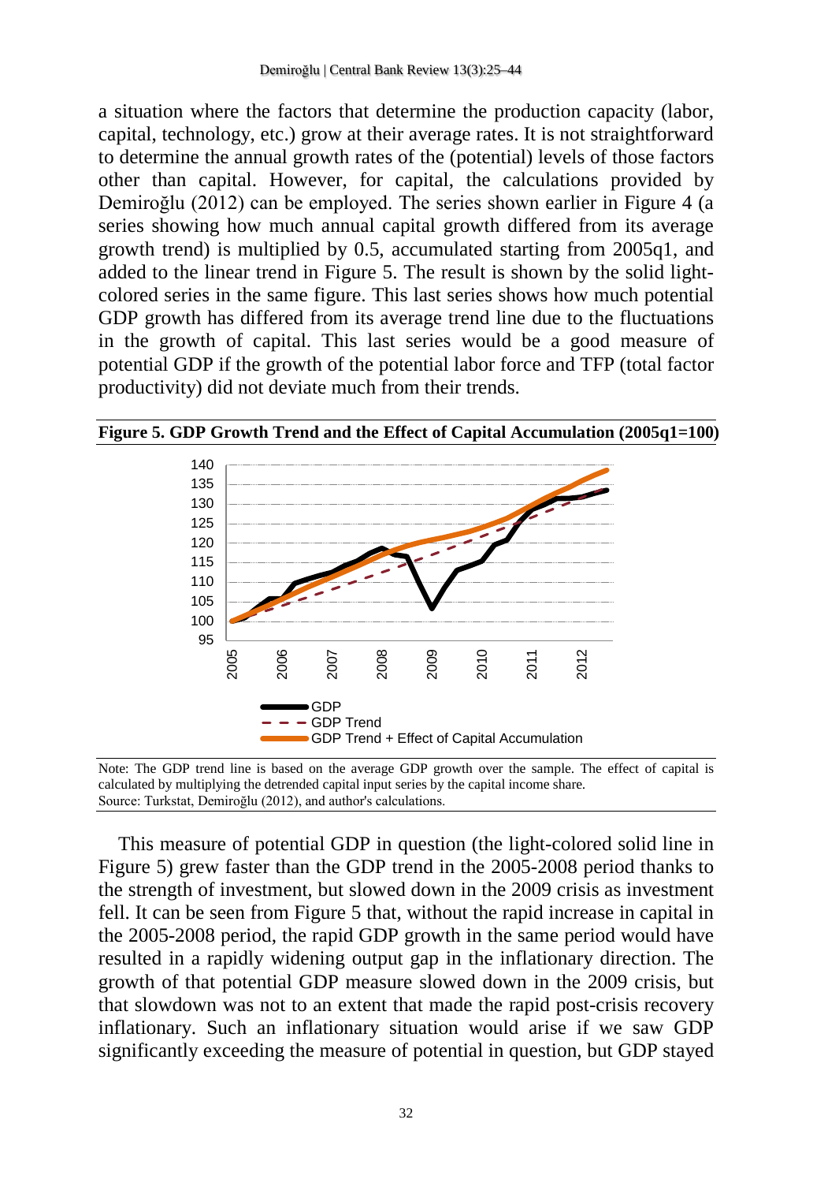a situation where the factors that determine the production capacity (labor, capital, technology, etc.) grow at their average rates. It is not straightforward to determine the annual growth rates of the (potential) levels of those factors other than capital. However, for capital, the calculations provided by Demiroğlu (2012) can be employed. The series shown earlier in Figure 4 (a series showing how much annual capital growth differed from its average growth trend) is multiplied by 0.5, accumulated starting from 2005q1, and added to the linear trend in Figure 5. The result is shown by the solid light-colored series in the same figure. This last series shows how much potential GDP growth has differed from its average trend line due to the fluctuations in the growth of capital. This last series would be a good measure of potential GDP if the growth of the potential labor force and TFP (total factor productivity) did not deviate much from their trends.

**Figure 5. GDP Growth Trend and the Effect of Capital Accumulation (2005q1=100)**

Note: The GDP trend line is based on the average GDP growth over the sample. The effect of capital is calculated by multiplying the detrended capital input series by the capital income share.
Source: Turkstat, Demiroğlu (2012), and author's calculations.

This measure of potential GDP in question (the light-colored solid line in Figure 5) grew faster than the GDP trend in the 2005-2008 period thanks to the strength of investment, but slowed down in the 2009 crisis as investment fell. It can be seen from Figure 5 that, without the rapid increase in capital in the 2005-2008 period, the rapid GDP growth in the same period would have resulted in a rapidly widening output gap in the inflationary direction. The growth of that potential GDP measure slowed down in the 2009 crisis, but that slowdown was not to an extent that made the rapid post-crisis recovery inflationary. Such an inflationary situation would arise if we saw GDP significantly exceeding the measure of potential in question, but GDP stayed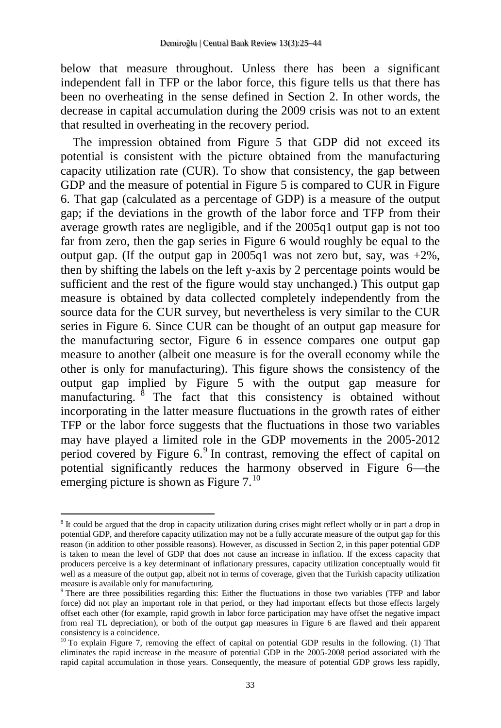below that measure throughout. Unless there has been a significant independent fall in TFP or the labor force, this figure tells us that there has been no overheating in the sense defined in Section 2. In other words, the decrease in capital accumulation during the 2009 crisis was not to an extent that resulted in overheating in the recovery period.

The impression obtained from Figure 5 that GDP did not exceed its potential is consistent with the picture obtained from the manufacturing capacity utilization rate (CUR). To show that consistency, the gap between GDP and the measure of potential in Figure 5 is compared to CUR in Figure 6. That gap (calculated as a percentage of GDP) is a measure of the output gap; if the deviations in the growth of the labor force and TFP from their average growth rates are negligible, and if the 2005q1 output gap is not too far from zero, then the gap series in Figure 6 would roughly be equal to the output gap. (If the output gap in 2005q1 was not zero but, say, was +2%, then by shifting the labels on the left y-axis by 2 percentage points would be sufficient and the rest of the figure would stay unchanged.) This output gap measure is obtained by data collected completely independently from the source data for the CUR survey, but nevertheless is very similar to the CUR series in Figure 6. Since CUR can be thought of an output gap measure for the manufacturing sector, Figure 6 in essence compares one output gap measure to another (albeit one measure is for the overall economy while the other is only for manufacturing). This figure shows the consistency of the output gap implied by Figure 5 with the output gap measure for manufacturing. [8] The fact that this consistency is obtained without incorporating in the latter measure fluctuations in the growth rates of either TFP or the labor force suggests that the fluctuations in those two variables may have played a limited role in the GDP movements in the 2005-2012 period covered by Figure 6.[9] In contrast, removing the effect of capital on potential significantly reduces the harmony observed in Figure 6—the emerging picture is shown as Figure 7.[10]

---

[8] It could be argued that the drop in capacity utilization during crises might reflect wholly or in part a drop in potential GDP, and therefore capacity utilization may not be a fully accurate measure of the output gap for this reason (in addition to other possible reasons). However, as discussed in Section 2, in this paper potential GDP is taken to mean the level of GDP that does not cause an increase in inflation. If the excess capacity that producers perceive is a key determinant of inflationary pressures, capacity utilization conceptually would fit well as a measure of the output gap, albeit not in terms of coverage, given that the Turkish capacity utilization measure is available only for manufacturing.

[9] There are three possibilities regarding this: Either the fluctuations in those two variables (TFP and labor force) did not play an important role in that period, or they had important effects but those effects largely offset each other (for example, rapid growth in labor force participation may have offset the negative impact from real TL depreciation), or both of the output gap measures in Figure 6 are flawed and their apparent consistency is a coincidence.

[10] To explain Figure 7, removing the effect of capital on potential GDP results in the following. (1) That eliminates the rapid increase in the measure of potential GDP in the 2005-2008 period associated with the rapid capital accumulation in those years. Consequently, the measure of potential GDP grows less rapidly,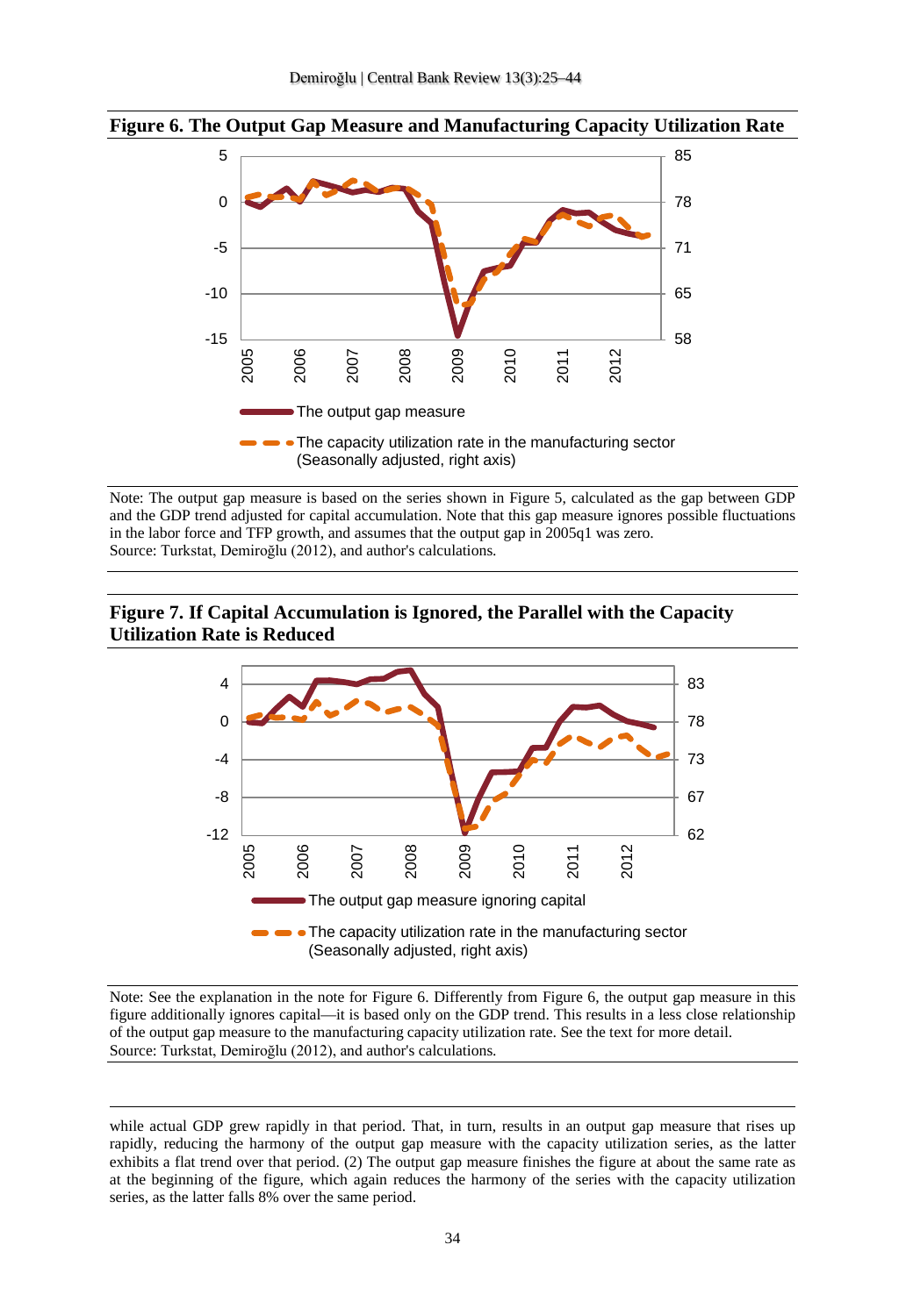**Figure 6. The Output Gap Measure and Manufacturing Capacity Utilization Rate**

Note: The output gap measure is based on the series shown in Figure 5, calculated as the gap between GDP and the GDP trend adjusted for capital accumulation. Note that this gap measure ignores possible fluctuations in the labor force and TFP growth, and assumes that the output gap in 2005q1 was zero.
Source: Turkstat, Demiroğlu (2012), and author's calculations.

**Figure 7. If Capital Accumulation is Ignored, the Parallel with the Capacity Utilization Rate is Reduced**

Note: See the explanation in the note for Figure 6. Differently from Figure 6, the output gap measure in this figure additionally ignores capital—it is based only on the GDP trend. This results in a less close relationship of the output gap measure to the manufacturing capacity utilization rate. See the text for more detail.
Source: Turkstat, Demiroğlu (2012), and author's calculations.

while actual GDP grew rapidly in that period. That, in turn, results in an output gap measure that rises up rapidly, reducing the harmony of the output gap measure with the capacity utilization series, as the latter exhibits a flat trend over that period. (2) The output gap measure finishes the figure at about the same rate as at the beginning of the figure, which again reduces the harmony of the series with the capacity utilization series, as the latter falls 8% over the same period.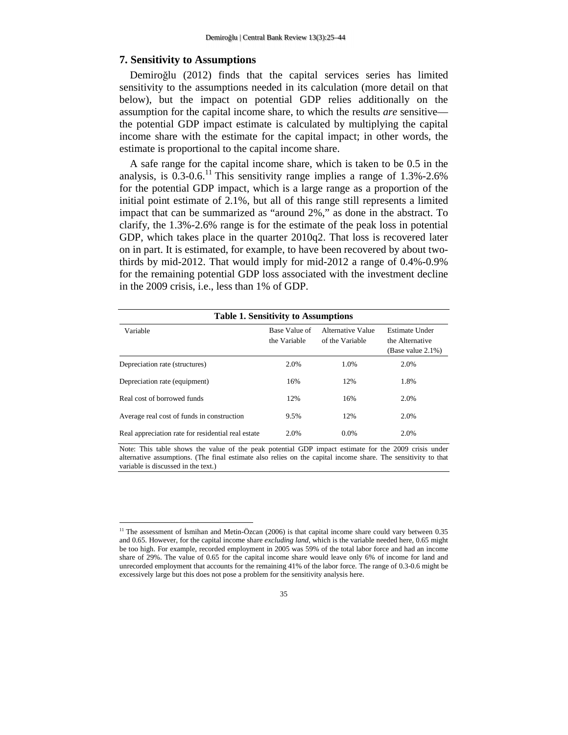## 7. Sensitivity to Assumptions

Demiroğlu (2012) finds that the capital services series has limited sensitivity to the assumptions needed in its calculation (more detail on that below), but the impact on potential GDP relies additionally on the assumption for the capital income share, to which the results *are* sensitive—the potential GDP impact estimate is calculated by multiplying the capital income share with the estimate for the capital impact; in other words, the estimate is proportional to the capital income share.

A safe range for the capital income share, which is taken to be 0.5 in the analysis, is 0.3-0.6.[11] This sensitivity range implies a range of 1.3%-2.6% for the potential GDP impact, which is a large range as a proportion of the initial point estimate of 2.1%, but all of this range still represents a limited impact that can be summarized as "around 2%," as done in the abstract. To clarify, the 1.3%-2.6% range is for the estimate of the peak loss in potential GDP, which takes place in the quarter 2010q2. That loss is recovered later on in part. It is estimated, for example, to have been recovered by about two-thirds by mid-2012. That would imply for mid-2012 a range of 0.4%-0.9% for the remaining potential GDP loss associated with the investment decline in the 2009 crisis, i.e., less than 1% of GDP.

**Table 1. Sensitivity to Assumptions**

| Variable | Base Value of the Variable | Alternative Value of the Variable | Estimate Under the Alternative (Base value 2.1%) |
|---|---|---|---|
| Depreciation rate (structures) | 2.0% | 1.0% | 2.0% |
| Depreciation rate (equipment) | 16% | 12% | 1.8% |
| Real cost of borrowed funds | 12% | 16% | 2.0% |
| Average real cost of funds in construction | 9.5% | 12% | 2.0% |
| Real appreciation rate for residential real estate | 2.0% | 0.0% | 2.0% |

Note: This table shows the value of the peak potential GDP impact estimate for the 2009 crisis under alternative assumptions. (The final estimate also relies on the capital income share. The sensitivity to that variable is discussed in the text.)

[11] The assessment of İsmihan and Metin-Özcan (2006) is that capital income share could vary between 0.35 and 0.65. However, for the capital income share *excluding land*, which is the variable needed here, 0.65 might be too high. For example, recorded employment in 2005 was 59% of the total labor force and had an income share of 29%. The value of 0.65 for the capital income share would leave only 6% of income for land and unrecorded employment that accounts for the remaining 41% of the labor force. The range of 0.3-0.6 might be excessively large but this does not pose a problem for the sensitivity analysis here.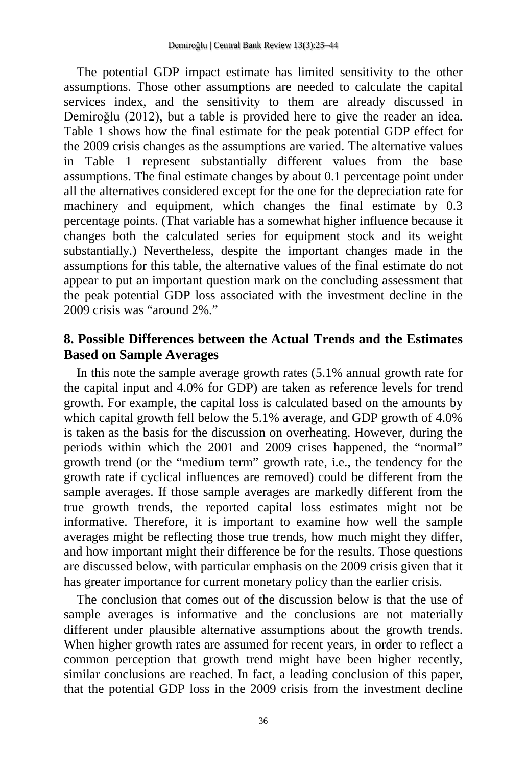The potential GDP impact estimate has limited sensitivity to the other assumptions. Those other assumptions are needed to calculate the capital services index, and the sensitivity to them are already discussed in Demiroğlu (2012), but a table is provided here to give the reader an idea. Table 1 shows how the final estimate for the peak potential GDP effect for the 2009 crisis changes as the assumptions are varied. The alternative values in Table 1 represent substantially different values from the base assumptions. The final estimate changes by about 0.1 percentage point under all the alternatives considered except for the one for the depreciation rate for machinery and equipment, which changes the final estimate by 0.3 percentage points. (That variable has a somewhat higher influence because it changes both the calculated series for equipment stock and its weight substantially.) Nevertheless, despite the important changes made in the assumptions for this table, the alternative values of the final estimate do not appear to put an important question mark on the concluding assessment that the peak potential GDP loss associated with the investment decline in the 2009 crisis was "around 2%."

## 8. Possible Differences between the Actual Trends and the Estimates Based on Sample Averages

In this note the sample average growth rates (5.1% annual growth rate for the capital input and 4.0% for GDP) are taken as reference levels for trend growth. For example, the capital loss is calculated based on the amounts by which capital growth fell below the 5.1% average, and GDP growth of 4.0% is taken as the basis for the discussion on overheating. However, during the periods within which the 2001 and 2009 crises happened, the "normal" growth trend (or the "medium term" growth rate, i.e., the tendency for the growth rate if cyclical influences are removed) could be different from the sample averages. If those sample averages are markedly different from the true growth trends, the reported capital loss estimates might not be informative. Therefore, it is important to examine how well the sample averages might be reflecting those true trends, how much might they differ, and how important might their difference be for the results. Those questions are discussed below, with particular emphasis on the 2009 crisis given that it has greater importance for current monetary policy than the earlier crisis.

The conclusion that comes out of the discussion below is that the use of sample averages is informative and the conclusions are not materially different under plausible alternative assumptions about the growth trends. When higher growth rates are assumed for recent years, in order to reflect a common perception that growth trend might have been higher recently, similar conclusions are reached. In fact, a leading conclusion of this paper, that the potential GDP loss in the 2009 crisis from the investment decline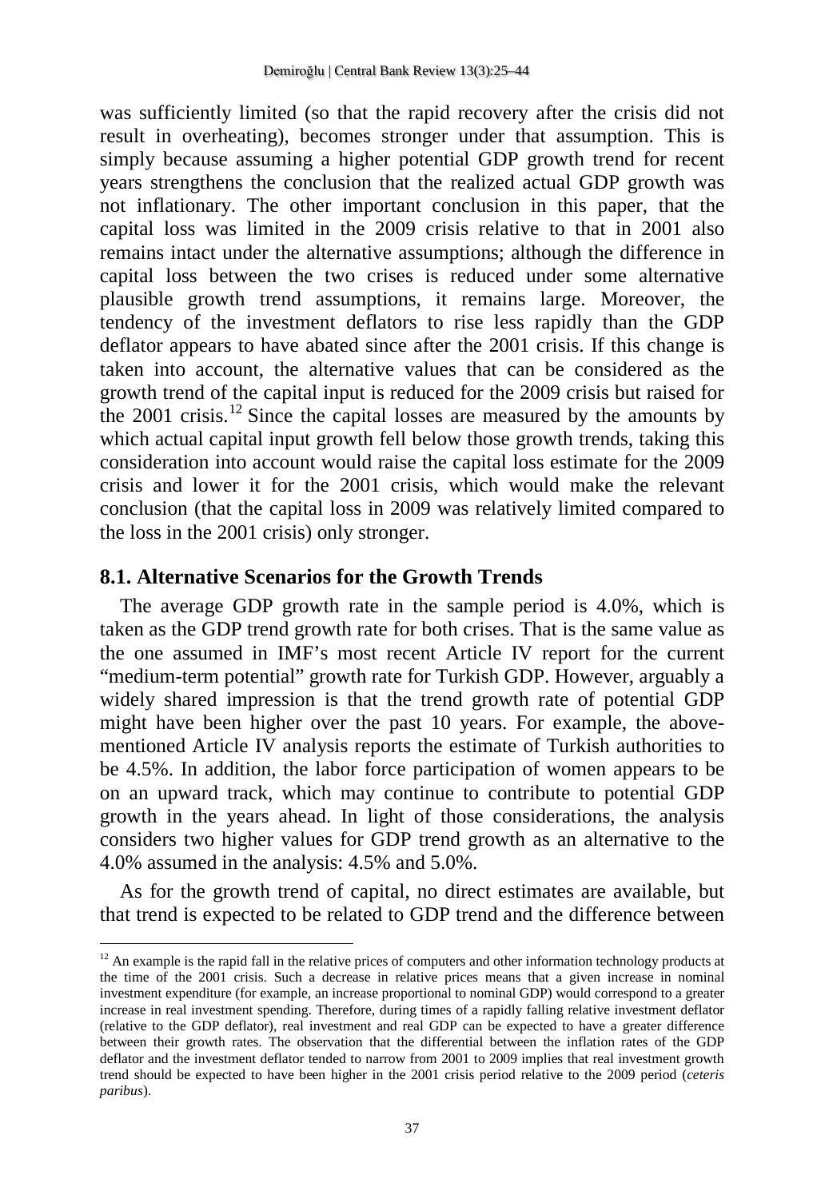was sufficiently limited (so that the rapid recovery after the crisis did not result in overheating), becomes stronger under that assumption. This is simply because assuming a higher potential GDP growth trend for recent years strengthens the conclusion that the realized actual GDP growth was not inflationary. The other important conclusion in this paper, that the capital loss was limited in the 2009 crisis relative to that in 2001 also remains intact under the alternative assumptions; although the difference in capital loss between the two crises is reduced under some alternative plausible growth trend assumptions, it remains large. Moreover, the tendency of the investment deflators to rise less rapidly than the GDP deflator appears to have abated since after the 2001 crisis. If this change is taken into account, the alternative values that can be considered as the growth trend of the capital input is reduced for the 2009 crisis but raised for the 2001 crisis.[12] Since the capital losses are measured by the amounts by which actual capital input growth fell below those growth trends, taking this consideration into account would raise the capital loss estimate for the 2009 crisis and lower it for the 2001 crisis, which would make the relevant conclusion (that the capital loss in 2009 was relatively limited compared to the loss in the 2001 crisis) only stronger.

## 8.1. Alternative Scenarios for the Growth Trends

The average GDP growth rate in the sample period is 4.0%, which is taken as the GDP trend growth rate for both crises. That is the same value as the one assumed in IMF's most recent Article IV report for the current "medium-term potential" growth rate for Turkish GDP. However, arguably a widely shared impression is that the trend growth rate of potential GDP might have been higher over the past 10 years. For example, the above-mentioned Article IV analysis reports the estimate of Turkish authorities to be 4.5%. In addition, the labor force participation of women appears to be on an upward track, which may continue to contribute to potential GDP growth in the years ahead. In light of those considerations, the analysis considers two higher values for GDP trend growth as an alternative to the 4.0% assumed in the analysis: 4.5% and 5.0%.

As for the growth trend of capital, no direct estimates are available, but that trend is expected to be related to GDP trend and the difference between

[12] An example is the rapid fall in the relative prices of computers and other information technology products at the time of the 2001 crisis. Such a decrease in relative prices means that a given increase in nominal investment expenditure (for example, an increase proportional to nominal GDP) would correspond to a greater increase in real investment spending. Therefore, during times of a rapidly falling relative investment deflator (relative to the GDP deflator), real investment and real GDP can be expected to have a greater difference between their growth rates. The observation that the differential between the inflation rates of the GDP deflator and the investment deflator tended to narrow from 2001 to 2009 implies that real investment growth trend should be expected to have been higher in the 2001 crisis period relative to the 2009 period (*ceteris paribus*).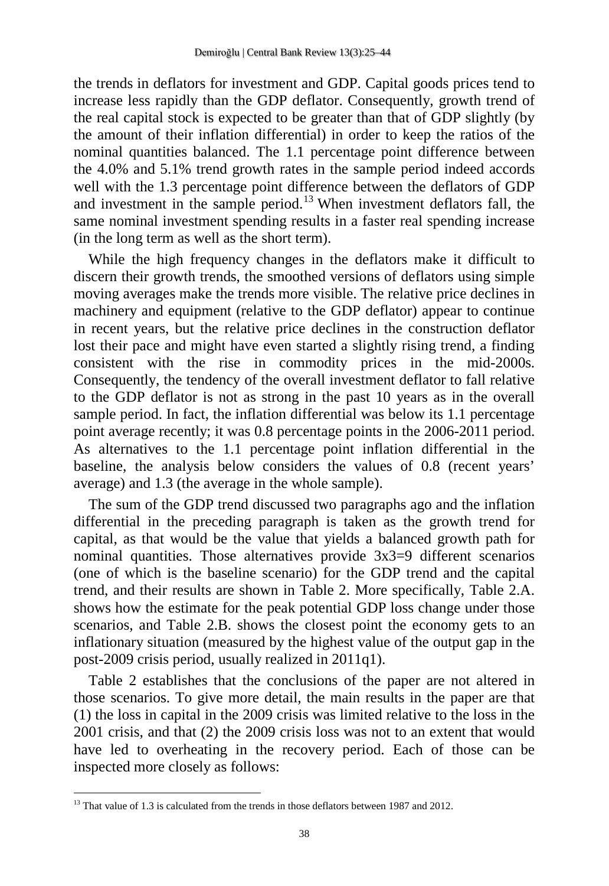the trends in deflators for investment and GDP. Capital goods prices tend to increase less rapidly than the GDP deflator. Consequently, growth trend of the real capital stock is expected to be greater than that of GDP slightly (by the amount of their inflation differential) in order to keep the ratios of the nominal quantities balanced. The 1.1 percentage point difference between the 4.0% and 5.1% trend growth rates in the sample period indeed accords well with the 1.3 percentage point difference between the deflators of GDP and investment in the sample period.[13] When investment deflators fall, the same nominal investment spending results in a faster real spending increase (in the long term as well as the short term).

While the high frequency changes in the deflators make it difficult to discern their growth trends, the smoothed versions of deflators using simple moving averages make the trends more visible. The relative price declines in machinery and equipment (relative to the GDP deflator) appear to continue in recent years, but the relative price declines in the construction deflator lost their pace and might have even started a slightly rising trend, a finding consistent with the rise in commodity prices in the mid-2000s. Consequently, the tendency of the overall investment deflator to fall relative to the GDP deflator is not as strong in the past 10 years as in the overall sample period. In fact, the inflation differential was below its 1.1 percentage point average recently; it was 0.8 percentage points in the 2006-2011 period. As alternatives to the 1.1 percentage point inflation differential in the baseline, the analysis below considers the values of 0.8 (recent years' average) and 1.3 (the average in the whole sample).

The sum of the GDP trend discussed two paragraphs ago and the inflation differential in the preceding paragraph is taken as the growth trend for capital, as that would be the value that yields a balanced growth path for nominal quantities. Those alternatives provide 3x3=9 different scenarios (one of which is the baseline scenario) for the GDP trend and the capital trend, and their results are shown in Table 2. More specifically, Table 2.A. shows how the estimate for the peak potential GDP loss change under those scenarios, and Table 2.B. shows the closest point the economy gets to an inflationary situation (measured by the highest value of the output gap in the post-2009 crisis period, usually realized in 2011q1).

Table 2 establishes that the conclusions of the paper are not altered in those scenarios. To give more detail, the main results in the paper are that (1) the loss in capital in the 2009 crisis was limited relative to the loss in the 2001 crisis, and that (2) the 2009 crisis loss was not to an extent that would have led to overheating in the recovery period. Each of those can be inspected more closely as follows:

[13] That value of 1.3 is calculated from the trends in those deflators between 1987 and 2012.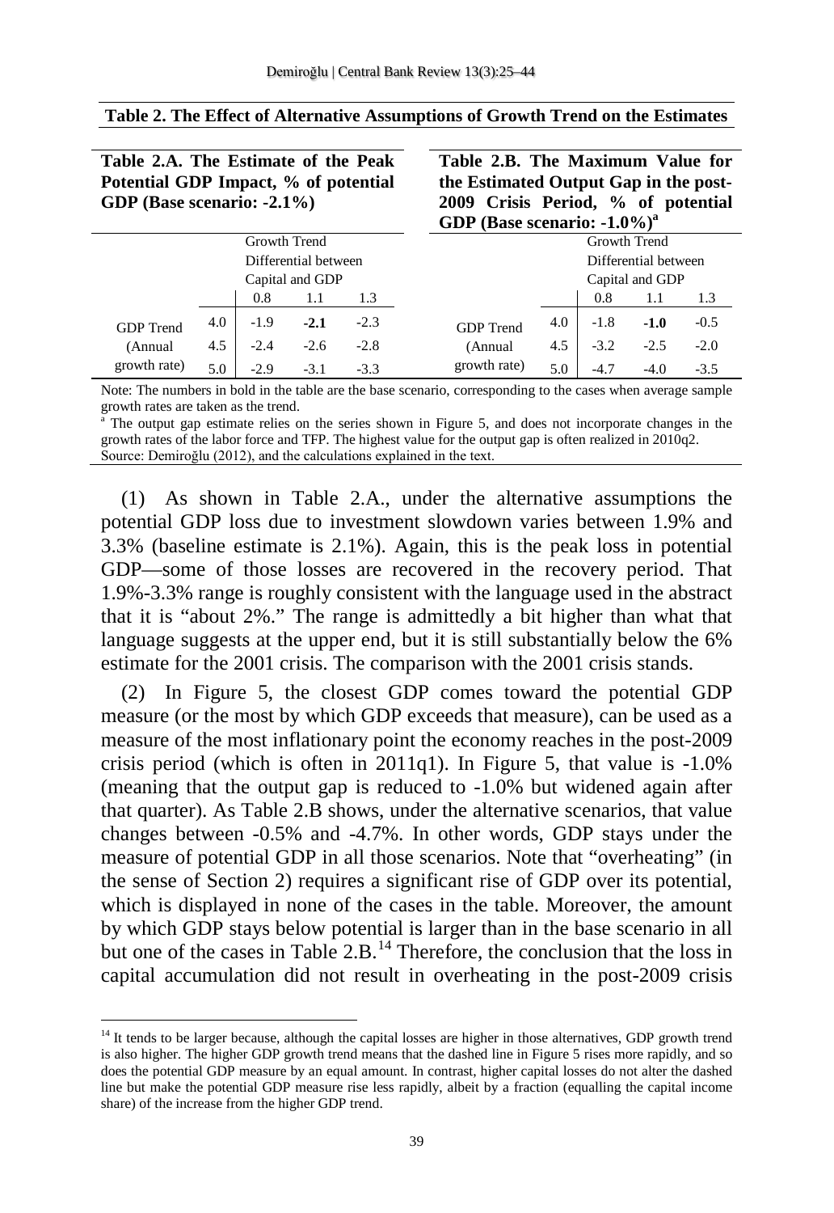**Table 2. The Effect of Alternative Assumptions of Growth Trend on the Estimates**

**Table 2.A. The Estimate of the Peak Potential GDP Impact, % of potential GDP (Base scenario: -2.1%)**

| | | Growth Trend Differential between Capital and GDP | | |
|---|---|---|---|---|
| | | 0.8 | 1.1 | 1.3 |
| GDP Trend (Annual growth rate) | 4.0 | -1.9 | **-2.1** | -2.3 |
| | 4.5 | -2.4 | -2.6 | -2.8 |
| | 5.0 | -2.9 | -3.1 | -3.3 |

**Table 2.B. The Maximum Value for the Estimated Output Gap in the post-2009 Crisis Period, % of potential GDP (Base scenario: -1.0%)[a]**

| | | Growth Trend Differential between Capital and GDP | | |
|---|---|---|---|---|
| | | 0.8 | 1.1 | 1.3 |
| GDP Trend (Annual growth rate) | 4.0 | -1.8 | **-1.0** | -0.5 |
| | 4.5 | -3.2 | -2.5 | -2.0 |
| | 5.0 | -4.7 | -4.0 | -3.5 |

Note: The numbers in bold in the table are the base scenario, corresponding to the cases when average sample growth rates are taken as the trend.
[a] The output gap estimate relies on the series shown in Figure 5, and does not incorporate changes in the growth rates of the labor force and TFP. The highest value for the output gap is often realized in 2010q2.
Source: Demiroğlu (2012), and the calculations explained in the text.

(1) As shown in Table 2.A., under the alternative assumptions the potential GDP loss due to investment slowdown varies between 1.9% and 3.3% (baseline estimate is 2.1%). Again, this is the peak loss in potential GDP—some of those losses are recovered in the recovery period. That 1.9%-3.3% range is roughly consistent with the language used in the abstract that it is "about 2%." The range is admittedly a bit higher than what that language suggests at the upper end, but it is still substantially below the 6% estimate for the 2001 crisis. The comparison with the 2001 crisis stands.

(2) In Figure 5, the closest GDP comes toward the potential GDP measure (or the most by which GDP exceeds that measure), can be used as a measure of the most inflationary point the economy reaches in the post-2009 crisis period (which is often in 2011q1). In Figure 5, that value is -1.0% (meaning that the output gap is reduced to -1.0% but widened again after that quarter). As Table 2.B shows, under the alternative scenarios, that value changes between -0.5% and -4.7%. In other words, GDP stays under the measure of potential GDP in all those scenarios. Note that "overheating" (in the sense of Section 2) requires a significant rise of GDP over its potential, which is displayed in none of the cases in the table. Moreover, the amount by which GDP stays below potential is larger than in the base scenario in all but one of the cases in Table 2.B.[14] Therefore, the conclusion that the loss in capital accumulation did not result in overheating in the post-2009 crisis

[14] It tends to be larger because, although the capital losses are higher in those alternatives, GDP growth trend is also higher. The higher GDP growth trend means that the dashed line in Figure 5 rises more rapidly, and so does the potential GDP measure by an equal amount. In contrast, higher capital losses do not alter the dashed line but make the potential GDP measure rise less rapidly, albeit by a fraction (equalling the capital income share) of the increase from the higher GDP trend.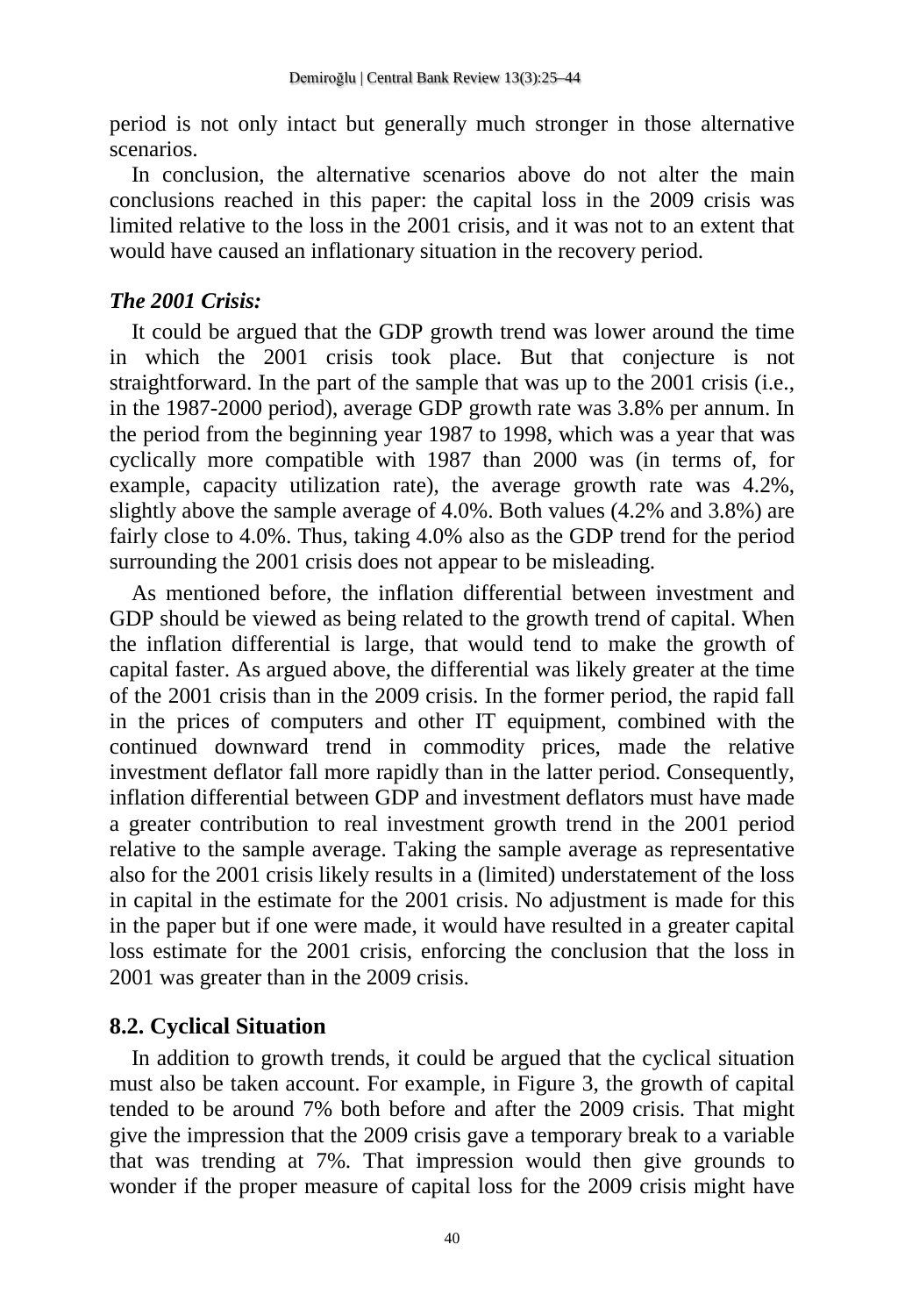period is not only intact but generally much stronger in those alternative scenarios.

In conclusion, the alternative scenarios above do not alter the main conclusions reached in this paper: the capital loss in the 2009 crisis was limited relative to the loss in the 2001 crisis, and it was not to an extent that would have caused an inflationary situation in the recovery period.

***The 2001 Crisis:***

It could be argued that the GDP growth trend was lower around the time in which the 2001 crisis took place. But that conjecture is not straightforward. In the part of the sample that was up to the 2001 crisis (i.e., in the 1987-2000 period), average GDP growth rate was 3.8% per annum. In the period from the beginning year 1987 to 1998, which was a year that was cyclically more compatible with 1987 than 2000 was (in terms of, for example, capacity utilization rate), the average growth rate was 4.2%, slightly above the sample average of 4.0%. Both values (4.2% and 3.8%) are fairly close to 4.0%. Thus, taking 4.0% also as the GDP trend for the period surrounding the 2001 crisis does not appear to be misleading.

As mentioned before, the inflation differential between investment and GDP should be viewed as being related to the growth trend of capital. When the inflation differential is large, that would tend to make the growth of capital faster. As argued above, the differential was likely greater at the time of the 2001 crisis than in the 2009 crisis. In the former period, the rapid fall in the prices of computers and other IT equipment, combined with the continued downward trend in commodity prices, made the relative investment deflator fall more rapidly than in the latter period. Consequently, inflation differential between GDP and investment deflators must have made a greater contribution to real investment growth trend in the 2001 period relative to the sample average. Taking the sample average as representative also for the 2001 crisis likely results in a (limited) understatement of the loss in capital in the estimate for the 2001 crisis. No adjustment is made for this in the paper but if one were made, it would have resulted in a greater capital loss estimate for the 2001 crisis, enforcing the conclusion that the loss in 2001 was greater than in the 2009 crisis.

## 8.2. Cyclical Situation

In addition to growth trends, it could be argued that the cyclical situation must also be taken account. For example, in Figure 3, the growth of capital tended to be around 7% both before and after the 2009 crisis. That might give the impression that the 2009 crisis gave a temporary break to a variable that was trending at 7%. That impression would then give grounds to wonder if the proper measure of capital loss for the 2009 crisis might have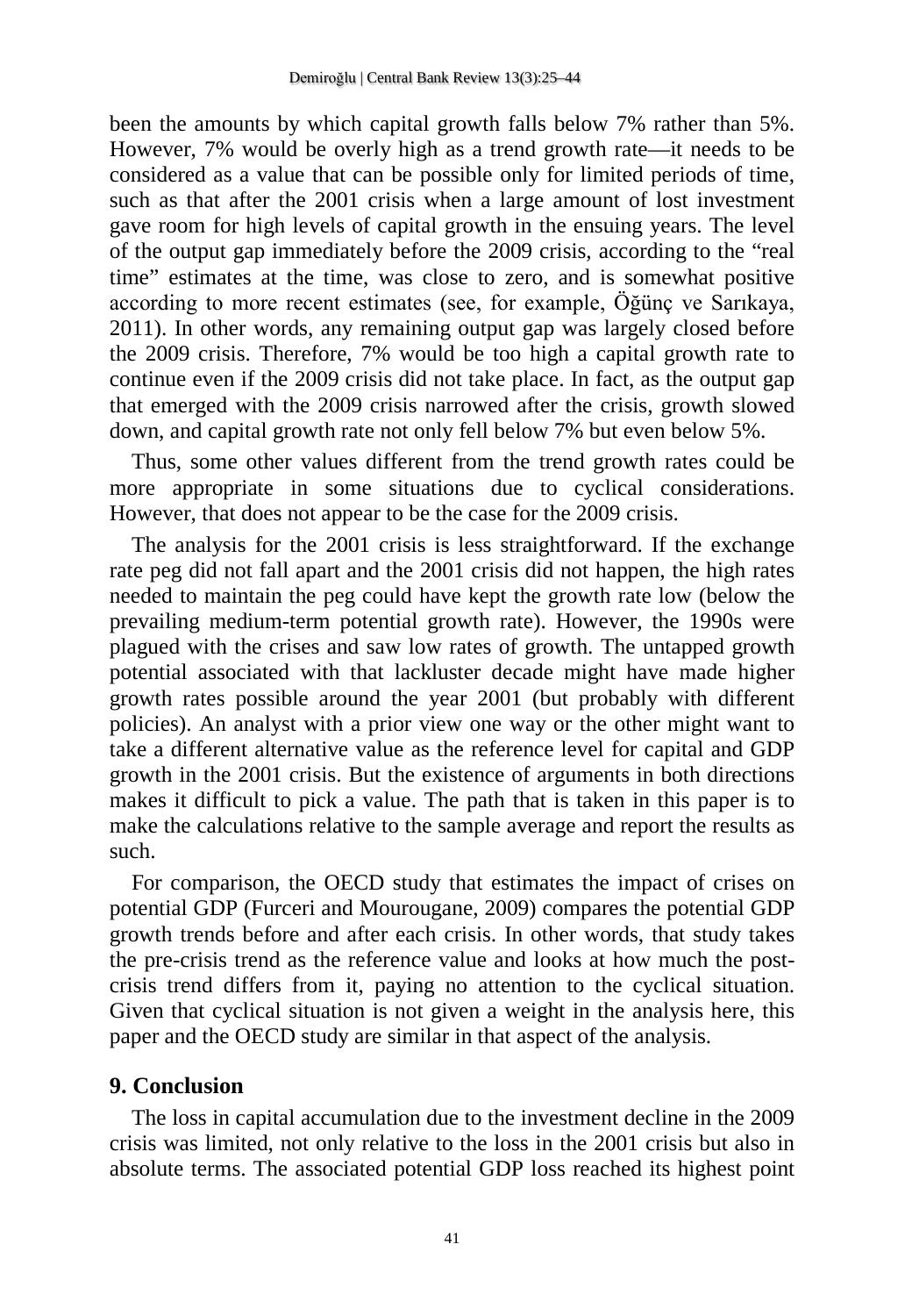been the amounts by which capital growth falls below 7% rather than 5%. However, 7% would be overly high as a trend growth rate—it needs to be considered as a value that can be possible only for limited periods of time, such as that after the 2001 crisis when a large amount of lost investment gave room for high levels of capital growth in the ensuing years. The level of the output gap immediately before the 2009 crisis, according to the "real time" estimates at the time, was close to zero, and is somewhat positive according to more recent estimates (see, for example, Öğünç ve Sarıkaya, 2011). In other words, any remaining output gap was largely closed before the 2009 crisis. Therefore, 7% would be too high a capital growth rate to continue even if the 2009 crisis did not take place. In fact, as the output gap that emerged with the 2009 crisis narrowed after the crisis, growth slowed down, and capital growth rate not only fell below 7% but even below 5%.

Thus, some other values different from the trend growth rates could be more appropriate in some situations due to cyclical considerations. However, that does not appear to be the case for the 2009 crisis.

The analysis for the 2001 crisis is less straightforward. If the exchange rate peg did not fall apart and the 2001 crisis did not happen, the high rates needed to maintain the peg could have kept the growth rate low (below the prevailing medium-term potential growth rate). However, the 1990s were plagued with the crises and saw low rates of growth. The untapped growth potential associated with that lackluster decade might have made higher growth rates possible around the year 2001 (but probably with different policies). An analyst with a prior view one way or the other might want to take a different alternative value as the reference level for capital and GDP growth in the 2001 crisis. But the existence of arguments in both directions makes it difficult to pick a value. The path that is taken in this paper is to make the calculations relative to the sample average and report the results as such.

For comparison, the OECD study that estimates the impact of crises on potential GDP (Furceri and Mourougane, 2009) compares the potential GDP growth trends before and after each crisis. In other words, that study takes the pre-crisis trend as the reference value and looks at how much the post-crisis trend differs from it, paying no attention to the cyclical situation. Given that cyclical situation is not given a weight in the analysis here, this paper and the OECD study are similar in that aspect of the analysis.

## 9. Conclusion

The loss in capital accumulation due to the investment decline in the 2009 crisis was limited, not only relative to the loss in the 2001 crisis but also in absolute terms. The associated potential GDP loss reached its highest point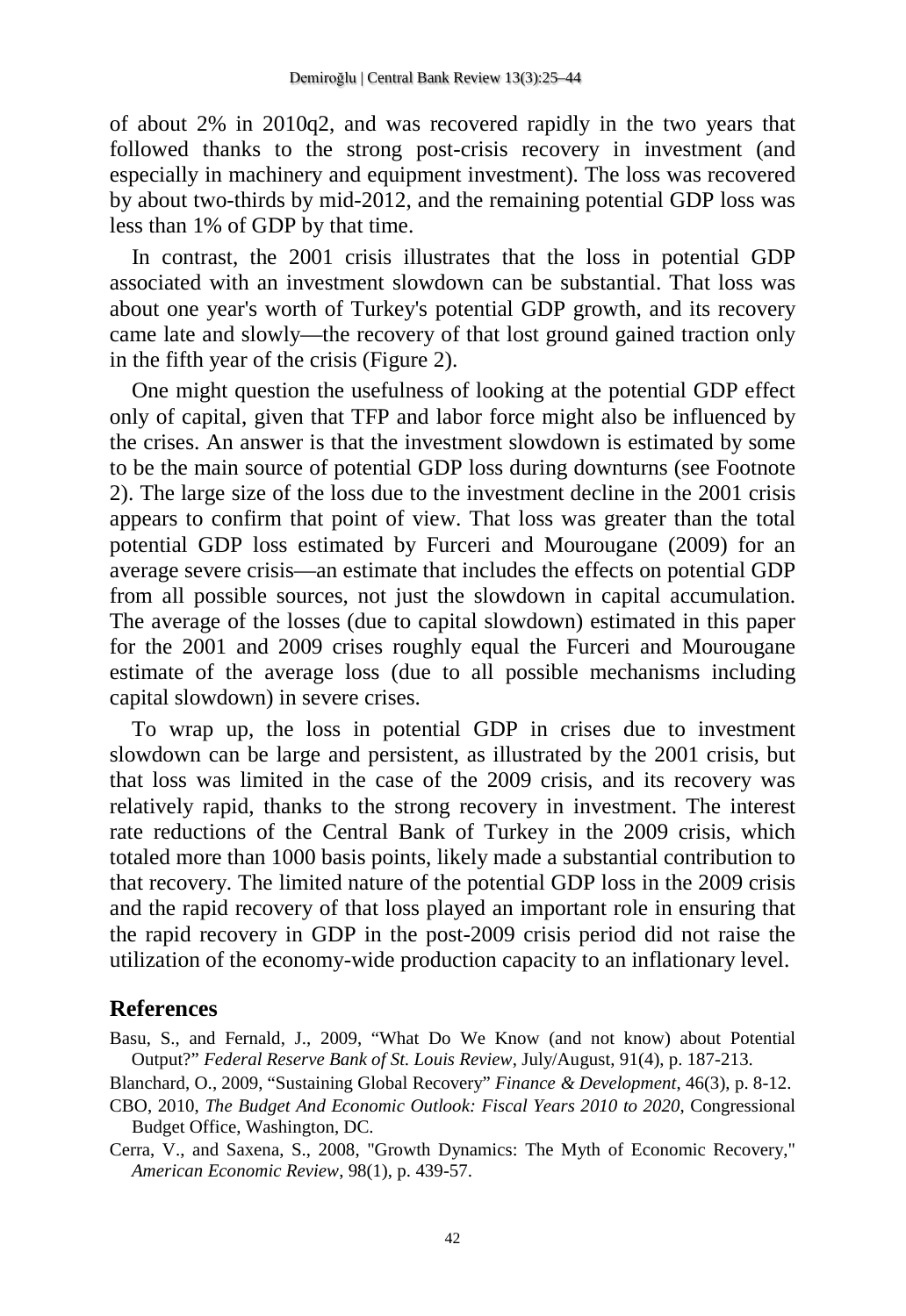of about 2% in 2010q2, and was recovered rapidly in the two years that followed thanks to the strong post-crisis recovery in investment (and especially in machinery and equipment investment). The loss was recovered by about two-thirds by mid-2012, and the remaining potential GDP loss was less than 1% of GDP by that time.

In contrast, the 2001 crisis illustrates that the loss in potential GDP associated with an investment slowdown can be substantial. That loss was about one year's worth of Turkey's potential GDP growth, and its recovery came late and slowly—the recovery of that lost ground gained traction only in the fifth year of the crisis (Figure 2).

One might question the usefulness of looking at the potential GDP effect only of capital, given that TFP and labor force might also be influenced by the crises. An answer is that the investment slowdown is estimated by some to be the main source of potential GDP loss during downturns (see Footnote 2). The large size of the loss due to the investment decline in the 2001 crisis appears to confirm that point of view. That loss was greater than the total potential GDP loss estimated by Furceri and Mourougane (2009) for an average severe crisis—an estimate that includes the effects on potential GDP from all possible sources, not just the slowdown in capital accumulation. The average of the losses (due to capital slowdown) estimated in this paper for the 2001 and 2009 crises roughly equal the Furceri and Mourougane estimate of the average loss (due to all possible mechanisms including capital slowdown) in severe crises.

To wrap up, the loss in potential GDP in crises due to investment slowdown can be large and persistent, as illustrated by the 2001 crisis, but that loss was limited in the case of the 2009 crisis, and its recovery was relatively rapid, thanks to the strong recovery in investment. The interest rate reductions of the Central Bank of Turkey in the 2009 crisis, which totaled more than 1000 basis points, likely made a substantial contribution to that recovery. The limited nature of the potential GDP loss in the 2009 crisis and the rapid recovery of that loss played an important role in ensuring that the rapid recovery in GDP in the post-2009 crisis period did not raise the utilization of the economy-wide production capacity to an inflationary level.

## References

Basu, S., and Fernald, J., 2009, "What Do We Know (and not know) about Potential Output?" *Federal Reserve Bank of St. Louis Review*, July/August, 91(4), p. 187-213.

Blanchard, O., 2009, "Sustaining Global Recovery" *Finance & Development*, 46(3), p. 8-12.

CBO, 2010, *The Budget And Economic Outlook: Fiscal Years 2010 to 2020*, Congressional Budget Office, Washington, DC.

Cerra, V., and Saxena, S., 2008, "Growth Dynamics: The Myth of Economic Recovery," *American Economic Review*, 98(1), p. 439-57.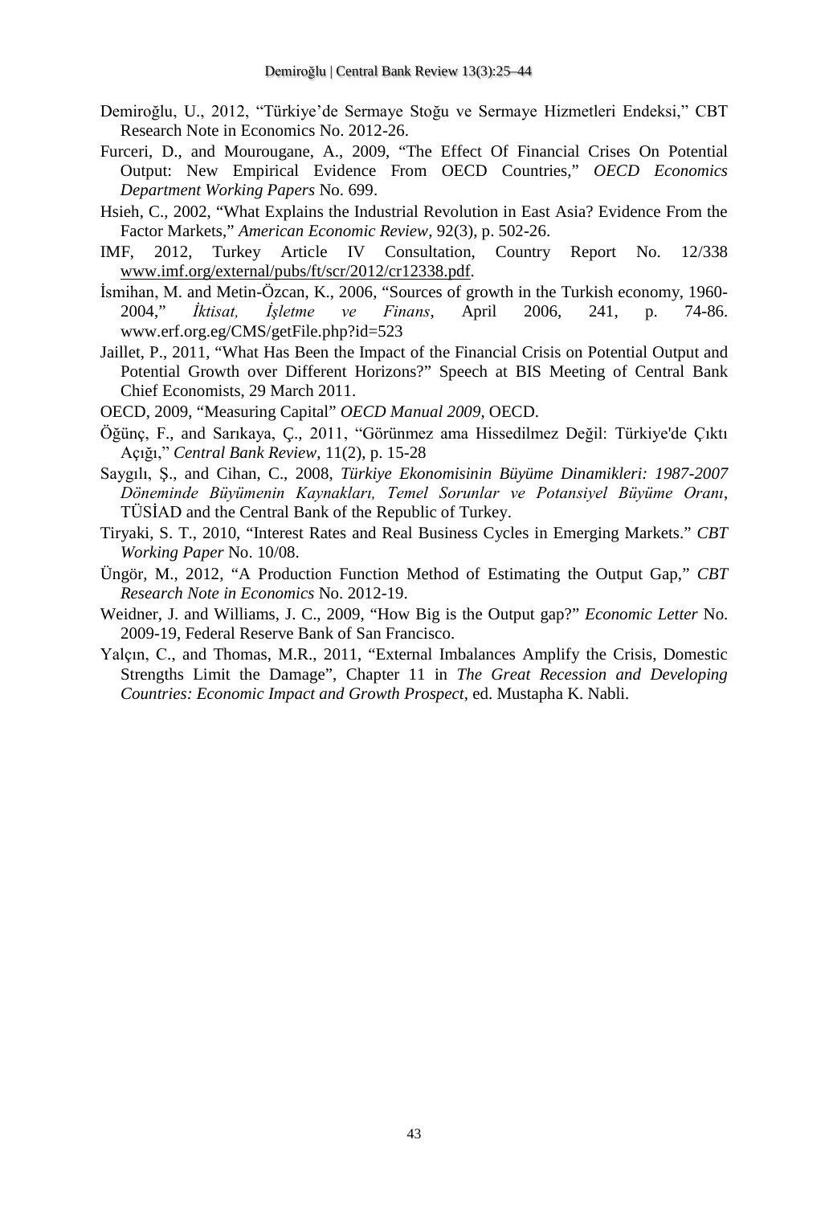Demiroğlu, U., 2012, "Türkiye'de Sermaye Stoğu ve Sermaye Hizmetleri Endeksi," CBT Research Note in Economics No. 2012-26.

Furceri, D., and Mourougane, A., 2009, "The Effect Of Financial Crises On Potential Output: New Empirical Evidence From OECD Countries," *OECD Economics Department Working Papers* No. 699.

Hsieh, C., 2002, "What Explains the Industrial Revolution in East Asia? Evidence From the Factor Markets," *American Economic Review*, 92(3), p. 502-26.

IMF, 2012, Turkey Article IV Consultation, Country Report No. 12/338 www.imf.org/external/pubs/ft/scr/2012/cr12338.pdf.

İsmihan, M. and Metin-Özcan, K., 2006, "Sources of growth in the Turkish economy, 1960-2004," *İktisat, İşletme ve Finans*, April 2006, 241, p. 74-86. www.erf.org.eg/CMS/getFile.php?id=523

Jaillet, P., 2011, "What Has Been the Impact of the Financial Crisis on Potential Output and Potential Growth over Different Horizons?" Speech at BIS Meeting of Central Bank Chief Economists, 29 March 2011.

OECD, 2009, "Measuring Capital" *OECD Manual 2009*, OECD.

Öğünç, F., and Sarıkaya, Ç., 2011, "Görünmez ama Hissedilmez Değil: Türkiye'de Çıktı Açığı," *Central Bank Review*, 11(2), p. 15-28

Saygılı, Ş., and Cihan, C., 2008, *Türkiye Ekonomisinin Büyüme Dinamikleri: 1987-2007 Döneminde Büyümenin Kaynakları, Temel Sorunlar ve Potansiyel Büyüme Oranı*, TÜSİAD and the Central Bank of the Republic of Turkey.

Tiryaki, S. T., 2010, "Interest Rates and Real Business Cycles in Emerging Markets." *CBT Working Paper* No. 10/08.

Üngör, M., 2012, "A Production Function Method of Estimating the Output Gap," *CBT Research Note in Economics* No. 2012-19.

Weidner, J. and Williams, J. C., 2009, "How Big is the Output gap?" *Economic Letter* No. 2009-19, Federal Reserve Bank of San Francisco.

Yalçın, C., and Thomas, M.R., 2011, "External Imbalances Amplify the Crisis, Domestic Strengths Limit the Damage", Chapter 11 in *The Great Recession and Developing Countries: Economic Impact and Growth Prospect*, ed. Mustapha K. Nabli.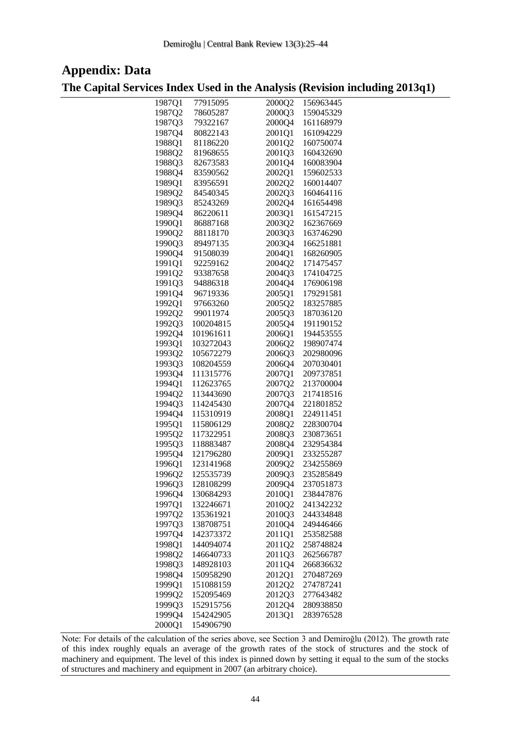## Appendix: Data

### The Capital Services Index Used in the Analysis (Revision including 2013q1)

| | | | |
|---|---|---|---|
| 1987Q1 | 77915095 | 2000Q2 | 156963445 |
| 1987Q2 | 78605287 | 2000Q3 | 159045329 |
| 1987Q3 | 79322167 | 2000Q4 | 161168979 |
| 1987Q4 | 80822143 | 2001Q1 | 161094229 |
| 1988Q1 | 81186220 | 2001Q2 | 160750074 |
| 1988Q2 | 81968655 | 2001Q3 | 160432690 |
| 1988Q3 | 82673583 | 2001Q4 | 160083904 |
| 1988Q4 | 83590562 | 2002Q1 | 159602533 |
| 1989Q1 | 83956591 | 2002Q2 | 160014407 |
| 1989Q2 | 84540345 | 2002Q3 | 160464116 |
| 1989Q3 | 85243269 | 2002Q4 | 161654498 |
| 1989Q4 | 86220611 | 2003Q1 | 161547215 |
| 1990Q1 | 86887168 | 2003Q2 | 162367669 |
| 1990Q2 | 88118170 | 2003Q3 | 163746290 |
| 1990Q3 | 89497135 | 2003Q4 | 166251881 |
| 1990Q4 | 91508039 | 2004Q1 | 168260905 |
| 1991Q1 | 92259162 | 2004Q2 | 171475457 |
| 1991Q2 | 93387658 | 2004Q3 | 174104725 |
| 1991Q3 | 94886318 | 2004Q4 | 176906198 |
| 1991Q4 | 96719336 | 2005Q1 | 179291581 |
| 1992Q1 | 97663260 | 2005Q2 | 183257885 |
| 1992Q2 | 99011974 | 2005Q3 | 187036120 |
| 1992Q3 | 100204815 | 2005Q4 | 191190152 |
| 1992Q4 | 101961611 | 2006Q1 | 194453555 |
| 1993Q1 | 103272043 | 2006Q2 | 198907474 |
| 1993Q2 | 105672279 | 2006Q3 | 202980096 |
| 1993Q3 | 108204559 | 2006Q4 | 207030401 |
| 1993Q4 | 111315776 | 2007Q1 | 209737851 |
| 1994Q1 | 112623765 | 2007Q2 | 213700004 |
| 1994Q2 | 113443690 | 2007Q3 | 217418516 |
| 1994Q3 | 114245430 | 2007Q4 | 221801852 |
| 1994Q4 | 115310919 | 2008Q1 | 224911451 |
| 1995Q1 | 115806129 | 2008Q2 | 228300704 |
| 1995Q2 | 117322951 | 2008Q3 | 230873651 |
| 1995Q3 | 118883487 | 2008Q4 | 232954384 |
| 1995Q4 | 121796280 | 2009Q1 | 233255287 |
| 1996Q1 | 123141968 | 2009Q2 | 234255869 |
| 1996Q2 | 125535739 | 2009Q3 | 235285849 |
| 1996Q3 | 128108299 | 2009Q4 | 237051873 |
| 1996Q4 | 130684293 | 2010Q1 | 238447876 |
| 1997Q1 | 132246671 | 2010Q2 | 241342232 |
| 1997Q2 | 135361921 | 2010Q3 | 244334848 |
| 1997Q3 | 138708751 | 2010Q4 | 249446466 |
| 1997Q4 | 142373372 | 2011Q1 | 253582588 |
| 1998Q1 | 144094074 | 2011Q2 | 258748824 |
| 1998Q2 | 146640733 | 2011Q3 | 262566787 |
| 1998Q3 | 148928103 | 2011Q4 | 266836632 |
| 1998Q4 | 150958290 | 2012Q1 | 270487269 |
| 1999Q1 | 151088159 | 2012Q2 | 274787241 |
| 1999Q2 | 152095469 | 2012Q3 | 277643482 |
| 1999Q3 | 152915756 | 2012Q4 | 280938850 |
| 1999Q4 | 154242905 | 2013Q1 | 283976528 |
| 2000Q1 | 154906790 | | |

Note: For details of the calculation of the series above, see Section 3 and Demiroğlu (2012). The growth rate of this index roughly equals an average of the growth rates of the stock of structures and the stock of machinery and equipment. The level of this index is pinned down by setting it equal to the sum of the stocks of structures and machinery and equipment in 2007 (an arbitrary choice).